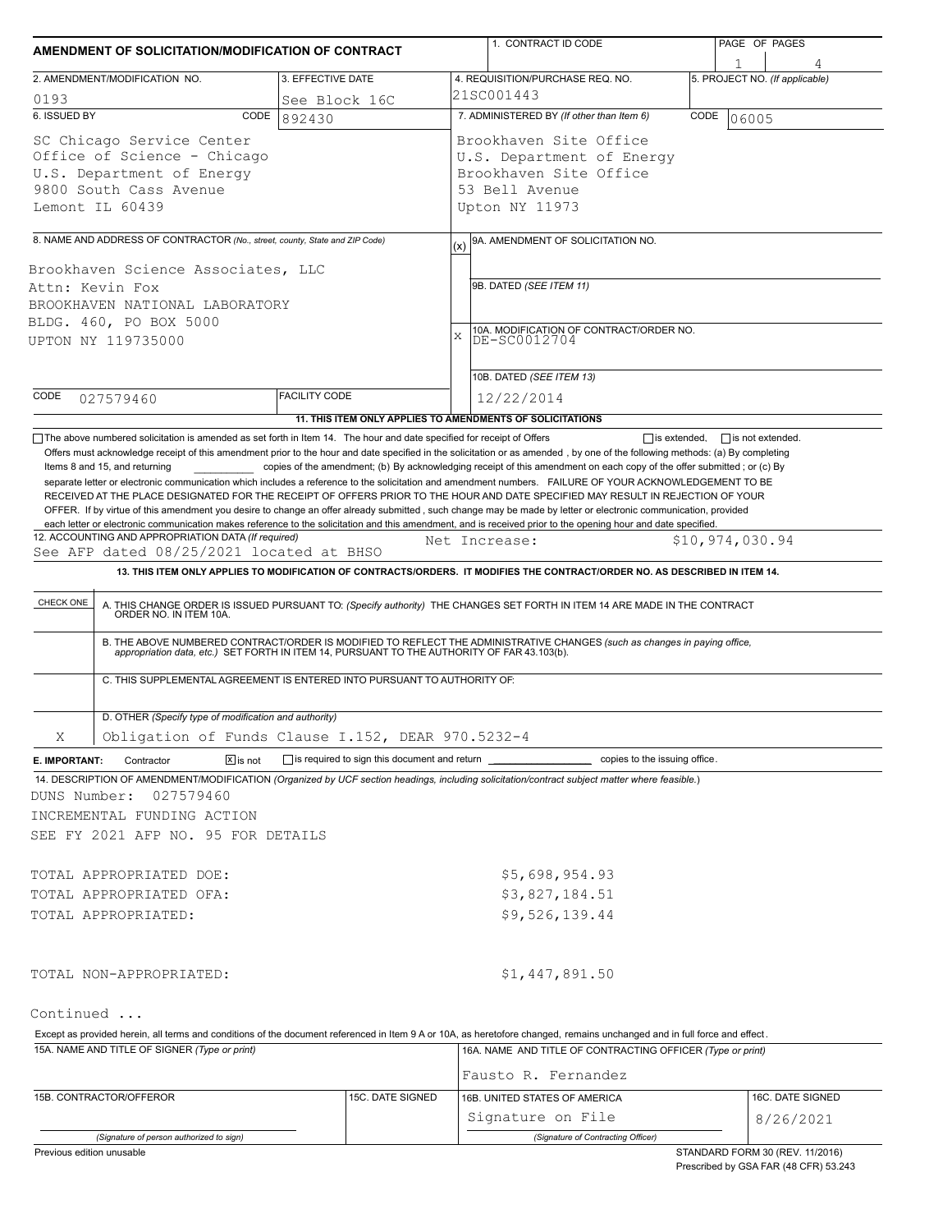# AMENDMENT OF SOLICITATION/MODIFICATION OF CONTRACT

| 1. CONTRACT ID CODE | PAGE OF PAGES |
|---|---|
| | 1 4 |

| 2. AMENDMENT/MODIFICATION NO. | 3. EFFECTIVE DATE | 4. REQUISITION/PURCHASE REQ. NO. | 5. PROJECT NO. (If applicable) |
|---|---|---|---|
| 0193 | See Block 16C | 21SC001443 | |

| 6. ISSUED BY CODE 892430 | 7. ADMINISTERED BY (If other than Item 6) CODE 06005 |
|---|---|
| SC Chicago Service Center<br>Office of Science - Chicago<br>U.S. Department of Energy<br>9800 South Cass Avenue<br>Lemont IL 60439 | Brookhaven Site Office<br>U.S. Department of Energy<br>Brookhaven Site Office<br>53 Bell Avenue<br>Upton NY 11973 |

8. NAME AND ADDRESS OF CONTRACTOR (No., street, county, State and ZIP Code)

Brookhaven Science Associates, LLC
Attn: Kevin Fox
BROOKHAVEN NATIONAL LABORATORY
BLDG. 460, PO BOX 5000
UPTON NY 119735000

CODE 027579460 FACILITY CODE

(x) 9A. AMENDMENT OF SOLICITATION NO.

9B. DATED (SEE ITEM 11)

X 10A. MODIFICATION OF CONTRACT/ORDER NO.
DE-SC0012704

10B. DATED (SEE ITEM 13)
12/22/2014

**11. THIS ITEM ONLY APPLIES TO AMENDMENTS OF SOLICITATIONS**

☐ The above numbered solicitation is amended as set forth in Item 14. The hour and date specified for receipt of Offers ☐ is extended, ☐ is not extended.

Offers must acknowledge receipt of this amendment prior to the hour and date specified in the solicitation or as amended , by one of the following methods: (a) By completing Items 8 and 15, and returning __________ copies of the amendment; (b) By acknowledging receipt of this amendment on each copy of the offer submitted ; or (c) By separate letter or electronic communication which includes a reference to the solicitation and amendment numbers. FAILURE OF YOUR ACKNOWLEDGEMENT TO BE RECEIVED AT THE PLACE DESIGNATED FOR THE RECEIPT OF OFFERS PRIOR TO THE HOUR AND DATE SPECIFIED MAY RESULT IN REJECTION OF YOUR OFFER. If by virtue of this amendment you desire to change an offer already submitted , such change may be made by letter or electronic communication, provided each letter or electronic communication makes reference to the solicitation and this amendment, and is received prior to the opening hour and date specified.

12. ACCOUNTING AND APPROPRIATION DATA (If required)
See AFP dated 08/25/2021 located at BHSO Net Increase: $10,974,030.94

**13. THIS ITEM ONLY APPLIES TO MODIFICATION OF CONTRACTS/ORDERS. IT MODIFIES THE CONTRACT/ORDER NO. AS DESCRIBED IN ITEM 14.**

| CHECK ONE | |
|---|---|
| | A. THIS CHANGE ORDER IS ISSUED PURSUANT TO: (Specify authority) THE CHANGES SET FORTH IN ITEM 14 ARE MADE IN THE CONTRACT ORDER NO. IN ITEM 10A. |
| | B. THE ABOVE NUMBERED CONTRACT/ORDER IS MODIFIED TO REFLECT THE ADMINISTRATIVE CHANGES (such as changes in paying office, appropriation data, etc.) SET FORTH IN ITEM 14, PURSUANT TO THE AUTHORITY OF FAR 43.103(b). |
| | C. THIS SUPPLEMENTAL AGREEMENT IS ENTERED INTO PURSUANT TO AUTHORITY OF: |
| X | D. OTHER (Specify type of modification and authority)<br>Obligation of Funds Clause I.152, DEAR 970.5232-4 |

E. IMPORTANT: Contractor ☒ is not ☐ is required to sign this document and return __________ copies to the issuing office.

14. DESCRIPTION OF AMENDMENT/MODIFICATION (Organized by UCF section headings, including solicitation/contract subject matter where feasible.)

DUNS Number: 027579460

INCREMENTAL FUNDING ACTION

SEE FY 2021 AFP NO. 95 FOR DETAILS

| | |
|---|---|
| TOTAL APPROPRIATED DOE: | $5,698,954.93 |
| TOTAL APPROPRIATED OFA: | $3,827,184.51 |
| TOTAL APPROPRIATED: | $9,526,139.44 |
| | |
| TOTAL NON-APPROPRIATED: | $1,447,891.50 |

Continued ...

Except as provided herein, all terms and conditions of the document referenced in Item 9 A or 10A, as heretofore changed, remains unchanged and in full force and effect.

| 15A. NAME AND TITLE OF SIGNER (Type or print) | | 16A. NAME AND TITLE OF CONTRACTING OFFICER (Type or print) | |
|---|---|---|---|
| | | Fausto R. Fernandez | |
| 15B. CONTRACTOR/OFFEROR | 15C. DATE SIGNED | 16B. UNITED STATES OF AMERICA | 16C. DATE SIGNED |
| (Signature of person authorized to sign) | | Signature on File<br>(Signature of Contracting Officer) | 8/26/2021 |

Previous edition unusable

STANDARD FORM 30 (REV. 11/2016)
Prescribed by GSA FAR (48 CFR) 53.243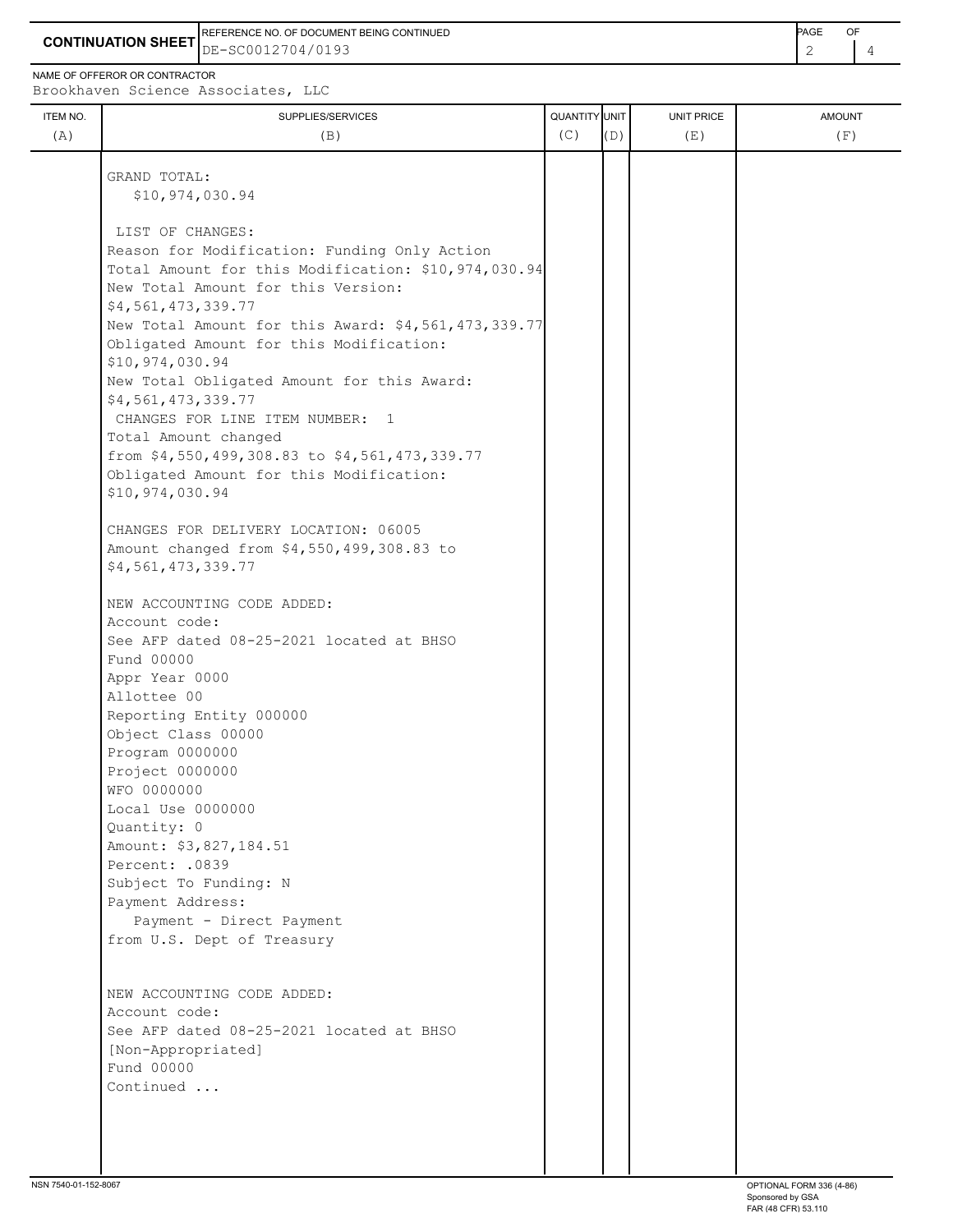**CONTINUATION SHEET**

REFERENCE NO. OF DOCUMENT BEING CONTINUED: DE-SC0012704/0193

NAME OF OFFEROR OR CONTRACTOR: Brookhaven Science Associates, LLC

| ITEM NO. (A) | SUPPLIES/SERVICES (B) | QUANTITY (C) | UNIT (D) | UNIT PRICE (E) | AMOUNT (F) |
|---|---|---|---|---|---|
| | GRAND TOTAL:<br>$10,974,030.94<br><br>LIST OF CHANGES:<br>Reason for Modification: Funding Only Action<br>Total Amount for this Modification: $10,974,030.94<br>New Total Amount for this Version:<br>$4,561,473,339.77<br>New Total Amount for this Award: $4,561,473,339.77<br>Obligated Amount for this Modification:<br>$10,974,030.94<br>New Total Obligated Amount for this Award:<br>$4,561,473,339.77<br>CHANGES FOR LINE ITEM NUMBER: 1<br>Total Amount changed<br>from $4,550,499,308.83 to $4,561,473,339.77<br>Obligated Amount for this Modification:<br>$10,974,030.94<br><br>CHANGES FOR DELIVERY LOCATION: 06005<br>Amount changed from $4,550,499,308.83 to<br>$4,561,473,339.77<br><br>NEW ACCOUNTING CODE ADDED:<br>Account code:<br>See AFP dated 08-25-2021 located at BHSO<br>Fund 00000<br>Appr Year 0000<br>Allottee 00<br>Reporting Entity 000000<br>Object Class 00000<br>Program 0000000<br>Project 0000000<br>WFO 0000000<br>Local Use 0000000<br>Quantity: 0<br>Amount: $3,827,184.51<br>Percent: .0839<br>Subject To Funding: N<br>Payment Address:<br>Payment - Direct Payment<br>from U.S. Dept of Treasury<br><br>NEW ACCOUNTING CODE ADDED:<br>Account code:<br>See AFP dated 08-25-2021 located at BHSO<br>[Non-Appropriated]<br>Fund 00000<br>Continued ... | | | | |

NSN 7540-01-152-8067

OPTIONAL FORM 336 (4-86)
Sponsored by GSA
FAR (48 CFR) 53.110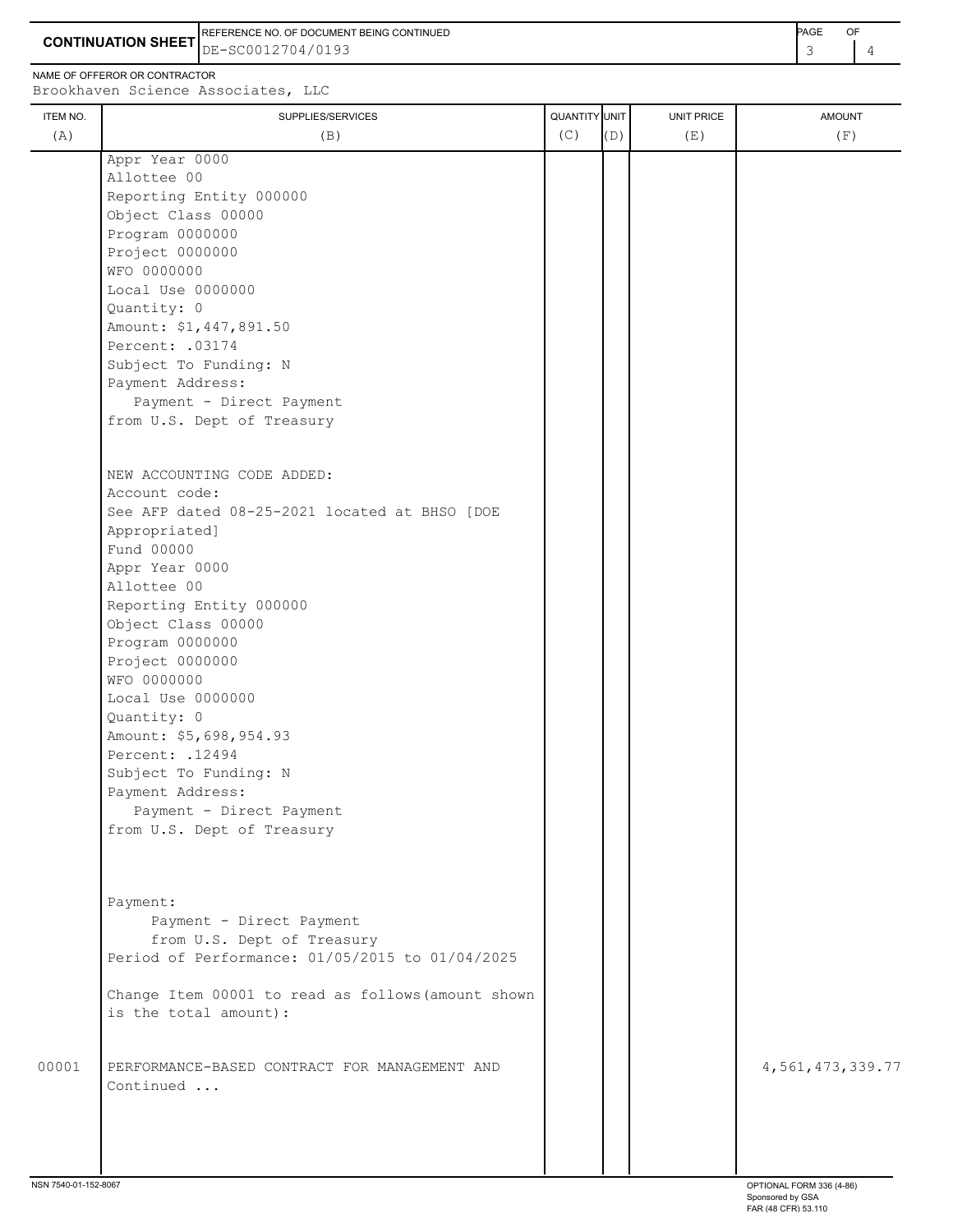**CONTINUATION SHEET**

REFERENCE NO. OF DOCUMENT BEING CONTINUED: DE-SC0012704/0193

NAME OF OFFEROR OR CONTRACTOR: Brookhaven Science Associates, LLC

| ITEM NO. (A) | SUPPLIES/SERVICES (B) | QUANTITY (C) | UNIT (D) | UNIT PRICE (E) | AMOUNT (F) |
|---|---|---|---|---|---|
| | Appr Year 0000<br>Allottee 00<br>Reporting Entity 000000<br>Object Class 00000<br>Program 0000000<br>Project 0000000<br>WFO 0000000<br>Local Use 0000000<br>Quantity: 0<br>Amount: $1,447,891.50<br>Percent: .03174<br>Subject To Funding: N<br>Payment Address:<br>Payment - Direct Payment<br>from U.S. Dept of Treasury | | | | |
| | NEW ACCOUNTING CODE ADDED:<br>Account code:<br>See AFP dated 08-25-2021 located at BHSO [DOE Appropriated]<br>Fund 00000<br>Appr Year 0000<br>Allottee 00<br>Reporting Entity 000000<br>Object Class 00000<br>Program 0000000<br>Project 0000000<br>WFO 0000000<br>Local Use 0000000<br>Quantity: 0<br>Amount: $5,698,954.93<br>Percent: .12494<br>Subject To Funding: N<br>Payment Address:<br>Payment - Direct Payment<br>from U.S. Dept of Treasury | | | | |
| | Payment:<br>Payment - Direct Payment<br>from U.S. Dept of Treasury<br>Period of Performance: 01/05/2015 to 01/04/2025 | | | | |
| | Change Item 00001 to read as follows(amount shown is the total amount): | | | | |
| 00001 | PERFORMANCE-BASED CONTRACT FOR MANAGEMENT AND<br>Continued ... | | | | 4,561,473,339.77 |

NSN 7540-01-152-8067

OPTIONAL FORM 336 (4-86)
Sponsored by GSA
FAR (48 CFR) 53.110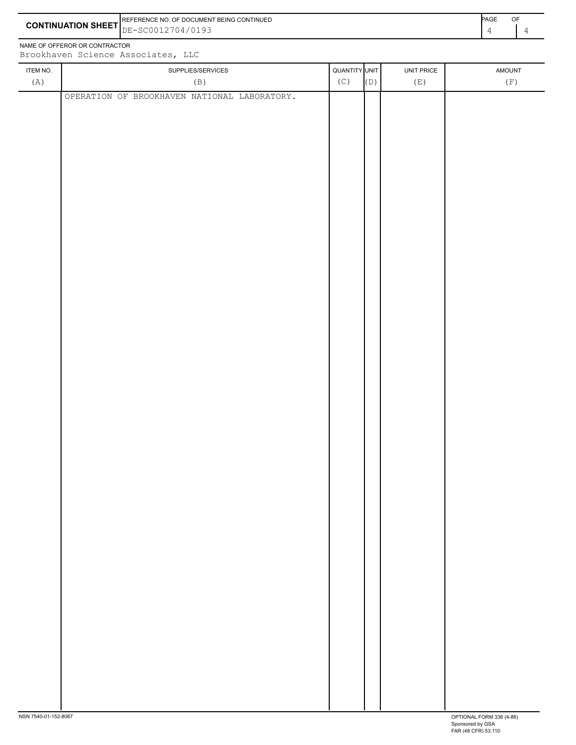**CONTINUATION SHEET**

REFERENCE NO. OF DOCUMENT BEING CONTINUED: DE-SC0012704/0193

NAME OF OFFEROR OR CONTRACTOR: Brookhaven Science Associates, LLC

| ITEM NO. (A) | SUPPLIES/SERVICES (B) | QUANTITY (C) | UNIT (D) | UNIT PRICE (E) | AMOUNT (F) |
| --- | --- | --- | --- | --- | --- |
| | OPERATION OF BROOKHAVEN NATIONAL LABORATORY. | | | | |

NSN 7540-01-152-8067

OPTIONAL FORM 336 (4-86)
Sponsored by GSA
FAR (48 CFR) 53.110